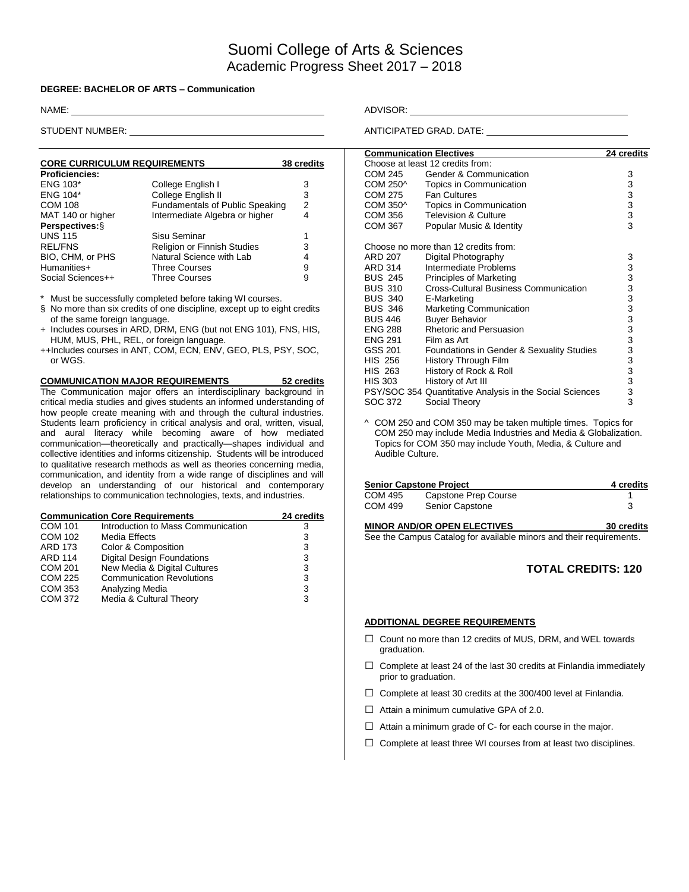# Suomi College of Arts & Sciences

## Academic Progress Sheet 2017 – 2018

**DEGREE: BACHELOR OF ARTS – Communication**

NAME: \_\_\_\_\_\_\_\_\_\_\_\_\_\_\_\_\_\_\_\_

ADVISOR: \_\_\_\_\_\_\_\_\_\_\_\_\_\_\_\_\_\_\_\_

STUDENT NUMBER: \_\_\_\_\_\_\_\_\_\_\_\_\_\_\_\_\_\_\_\_

ANTICIPATED GRAD. DATE: \_\_\_\_\_\_\_\_\_\_\_\_\_\_\_\_\_\_\_\_

### CORE CURRICULUM REQUIREMENTS — 38 credits

| Course | Title | Credits |
|---|---|---|
| **Proficiencies:** | | |
| ENG 103* | College English I | 3 |
| ENG 104* | College English II | 3 |
| COM 108 | Fundamentals of Public Speaking | 2 |
| MAT 140 or higher | Intermediate Algebra or higher | 4 |
| **Perspectives:§** | | |
| UNS 115 | Sisu Seminar | 1 |
| REL/FNS | Religion or Finnish Studies | 3 |
| BIO, CHM, or PHS | Natural Science with Lab | 4 |
| Humanities+ | Three Courses | 9 |
| Social Sciences++ | Three Courses | 9 |

\* Must be successfully completed before taking WI courses.

§ No more than six credits of one discipline, except up to eight credits of the same foreign language.

\+ Includes courses in ARD, DRM, ENG (but not ENG 101), FNS, HIS, HUM, MUS, PHL, REL, or foreign language.

++Includes courses in ANT, COM, ECN, ENV, GEO, PLS, PSY, SOC, or WGS.

### COMMUNICATION MAJOR REQUIREMENTS — 52 credits

The Communication major offers an interdisciplinary background in critical media studies and gives students an informed understanding of how people create meaning with and through the cultural industries. Students learn proficiency in critical analysis and oral, written, visual, and aural literacy while becoming aware of how mediated communication—theoretically and practically—shapes individual and collective identities and informs citizenship. Students will be introduced to qualitative research methods as well as theories concerning media, communication, and identity from a wide range of disciplines and will develop an understanding of our historical and contemporary relationships to communication technologies, texts, and industries.

#### Communication Core Requirements — 24 credits

| Course | Title | Credits |
|---|---|---|
| COM 101 | Introduction to Mass Communication | 3 |
| COM 102 | Media Effects | 3 |
| ARD 173 | Color & Composition | 3 |
| ARD 114 | Digital Design Foundations | 3 |
| COM 201 | New Media & Digital Cultures | 3 |
| COM 225 | Communication Revolutions | 3 |
| COM 353 | Analyzing Media | 3 |
| COM 372 | Media & Cultural Theory | 3 |

#### Communication Electives — 24 credits

Choose at least 12 credits from:

| Course | Title | Credits |
|---|---|---|
| COM 245 | Gender & Communication | 3 |
| COM 250^ | Topics in Communication | 3 |
| COM 275 | Fan Cultures | 3 |
| COM 350^ | Topics in Communication | 3 |
| COM 356 | Television & Culture | 3 |
| COM 367 | Popular Music & Identity | 3 |

Choose no more than 12 credits from:

| Course | Title | Credits |
|---|---|---|
| ARD 207 | Digital Photography | 3 |
| ARD 314 | Intermediate Problems | 3 |
| BUS 245 | Principles of Marketing | 3 |
| BUS 310 | Cross-Cultural Business Communication | 3 |
| BUS 340 | E-Marketing | 3 |
| BUS 346 | Marketing Communication | 3 |
| BUS 446 | Buyer Behavior | 3 |
| ENG 288 | Rhetoric and Persuasion | 3 |
| ENG 291 | Film as Art | 3 |
| GSS 201 | Foundations in Gender & Sexuality Studies | 3 |
| HIS 256 | History Through Film | 3 |
| HIS 263 | History of Rock & Roll | 3 |
| HIS 303 | History of Art III | 3 |
| PSY/SOC 354 | Quantitative Analysis in the Social Sciences | 3 |
| SOC 372 | Social Theory | 3 |

^ COM 250 and COM 350 may be taken multiple times. Topics for COM 250 may include Media Industries and Media & Globalization. Topics for COM 350 may include Youth, Media, & Culture and Audible Culture.

#### Senior Capstone Project — 4 credits

| Course | Title | Credits |
|---|---|---|
| COM 495 | Capstone Prep Course | 1 |
| COM 499 | Senior Capstone | 3 |

### MINOR AND/OR OPEN ELECTIVES — 30 credits

See the Campus Catalog for available minors and their requirements.

## TOTAL CREDITS: 120

### ADDITIONAL DEGREE REQUIREMENTS

- ☐ Count no more than 12 credits of MUS, DRM, and WEL towards graduation.
- ☐ Complete at least 24 of the last 30 credits at Finlandia immediately prior to graduation.
- ☐ Complete at least 30 credits at the 300/400 level at Finlandia.
- ☐ Attain a minimum cumulative GPA of 2.0.
- ☐ Attain a minimum grade of C- for each course in the major.
- ☐ Complete at least three WI courses from at least two disciplines.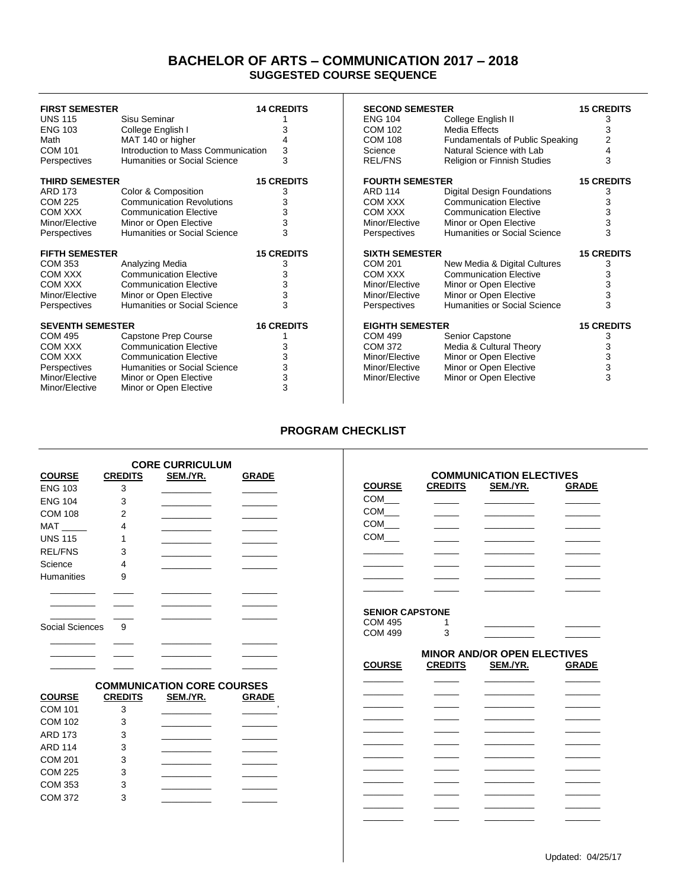# BACHELOR OF ARTS – COMMUNICATION 2017 – 2018

## SUGGESTED COURSE SEQUENCE

| FIRST SEMESTER | | 14 CREDITS |
|---|---|---|
| UNS 115 | Sisu Seminar | 1 |
| ENG 103 | College English I | 3 |
| Math | MAT 140 or higher | 4 |
| COM 101 | Introduction to Mass Communication | 3 |
| Perspectives | Humanities or Social Science | 3 |

| SECOND SEMESTER | | 15 CREDITS |
|---|---|---|
| ENG 104 | College English II | 3 |
| COM 102 | Media Effects | 3 |
| COM 108 | Fundamentals of Public Speaking | 2 |
| Science | Natural Science with Lab | 4 |
| REL/FNS | Religion or Finnish Studies | 3 |

| THIRD SEMESTER | | 15 CREDITS |
|---|---|---|
| ARD 173 | Color & Composition | 3 |
| COM 225 | Communication Revolutions | 3 |
| COM XXX | Communication Elective | 3 |
| Minor/Elective | Minor or Open Elective | 3 |
| Perspectives | Humanities or Social Science | 3 |

| FOURTH SEMESTER | | 15 CREDITS |
|---|---|---|
| ARD 114 | Digital Design Foundations | 3 |
| COM XXX | Communication Elective | 3 |
| COM XXX | Communication Elective | 3 |
| Minor/Elective | Minor or Open Elective | 3 |
| Perspectives | Humanities or Social Science | 3 |

| FIFTH SEMESTER | | 15 CREDITS |
|---|---|---|
| COM 353 | Analyzing Media | 3 |
| COM XXX | Communication Elective | 3 |
| COM XXX | Communication Elective | 3 |
| Minor/Elective | Minor or Open Elective | 3 |
| Perspectives | Humanities or Social Science | 3 |

| SIXTH SEMESTER | | 15 CREDITS |
|---|---|---|
| COM 201 | New Media & Digital Cultures | 3 |
| COM XXX | Communication Elective | 3 |
| Minor/Elective | Minor or Open Elective | 3 |
| Minor/Elective | Minor or Open Elective | 3 |
| Perspectives | Humanities or Social Science | 3 |

| SEVENTH SEMESTER | | 16 CREDITS |
|---|---|---|
| COM 495 | Capstone Prep Course | 1 |
| COM XXX | Communication Elective | 3 |
| COM XXX | Communication Elective | 3 |
| Perspectives | Humanities or Social Science | 3 |
| Minor/Elective | Minor or Open Elective | 3 |
| Minor/Elective | Minor or Open Elective | 3 |

| EIGHTH SEMESTER | | 15 CREDITS |
|---|---|---|
| COM 499 | Senior Capstone | 3 |
| COM 372 | Media & Cultural Theory | 3 |
| Minor/Elective | Minor or Open Elective | 3 |
| Minor/Elective | Minor or Open Elective | 3 |
| Minor/Elective | Minor or Open Elective | 3 |

## PROGRAM CHECKLIST

### CORE CURRICULUM

| COURSE | CREDITS | SEM./YR. | GRADE |
|---|---|---|---|
| ENG 103 | 3 | | |
| ENG 104 | 3 | | |
| COM 108 | 2 | | |
| MAT _____ | 4 | | |
| UNS 115 | 1 | | |
| REL/FNS | 3 | | |
| Science | 4 | | |
| Humanities | 9 | | |
| | | | |
| | | | |
| | | | |
| Social Sciences | 9 | | |
| | | | |
| | | | |
| | | | |

### COMMUNICATION CORE COURSES

| COURSE | CREDITS | SEM./YR. | GRADE |
|---|---|---|---|
| COM 101 | 3 | | |
| COM 102 | 3 | | |
| ARD 173 | 3 | | |
| ARD 114 | 3 | | |
| COM 201 | 3 | | |
| COM 225 | 3 | | |
| COM 353 | 3 | | |
| COM 372 | 3 | | |

### COMMUNICATION ELECTIVES

| COURSE | CREDITS | SEM./YR. | GRADE |
|---|---|---|---|
| COM___ | | | |
| COM___ | | | |
| COM___ | | | |
| COM___ | | | |
| | | | |
| | | | |
| | | | |
| | | | |

### SENIOR CAPSTONE

| | | | |
|---|---|---|---|
| COM 495 | 1 | | |
| COM 499 | 3 | | |

### MINOR AND/OR OPEN ELECTIVES

| COURSE | CREDITS | SEM./YR. | GRADE |
|---|---|---|---|
| | | | |
| | | | |
| | | | |
| | | | |
| | | | |
| | | | |
| | | | |
| | | | |
| | | | |
| | | | |
| | | | |
| | | | |

Updated: 04/25/17